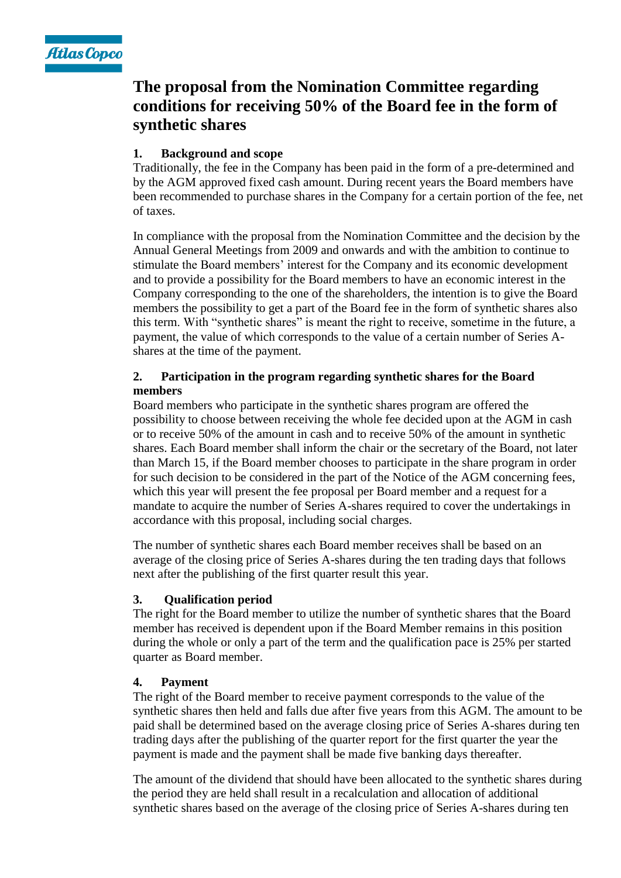# The proposal from the Nomination Committee regarding conditions for receiving 50% of the Board fee in the form of synthetic shares

## 1. Background and scope

Traditionally, the fee in the Company has been paid in the form of a pre-determined and by the AGM approved fixed cash amount. During recent years the Board members have been recommended to purchase shares in the Company for a certain portion of the fee, net of taxes.

In compliance with the proposal from the Nomination Committee and the decision by the Annual General Meetings from 2009 and onwards and with the ambition to continue to stimulate the Board members' interest for the Company and its economic development and to provide a possibility for the Board members to have an economic interest in the Company corresponding to the one of the shareholders, the intention is to give the Board members the possibility to get a part of the Board fee in the form of synthetic shares also this term. With "synthetic shares" is meant the right to receive, sometime in the future, a payment, the value of which corresponds to the value of a certain number of Series A-shares at the time of the payment.

## 2. Participation in the program regarding synthetic shares for the Board members

Board members who participate in the synthetic shares program are offered the possibility to choose between receiving the whole fee decided upon at the AGM in cash or to receive 50% of the amount in cash and to receive 50% of the amount in synthetic shares. Each Board member shall inform the chair or the secretary of the Board, not later than March 15, if the Board member chooses to participate in the share program in order for such decision to be considered in the part of the Notice of the AGM concerning fees, which this year will present the fee proposal per Board member and a request for a mandate to acquire the number of Series A-shares required to cover the undertakings in accordance with this proposal, including social charges.

The number of synthetic shares each Board member receives shall be based on an average of the closing price of Series A-shares during the ten trading days that follows next after the publishing of the first quarter result this year.

## 3. Qualification period

The right for the Board member to utilize the number of synthetic shares that the Board member has received is dependent upon if the Board Member remains in this position during the whole or only a part of the term and the qualification pace is 25% per started quarter as Board member.

## 4. Payment

The right of the Board member to receive payment corresponds to the value of the synthetic shares then held and falls due after five years from this AGM. The amount to be paid shall be determined based on the average closing price of Series A-shares during ten trading days after the publishing of the quarter report for the first quarter the year the payment is made and the payment shall be made five banking days thereafter.

The amount of the dividend that should have been allocated to the synthetic shares during the period they are held shall result in a recalculation and allocation of additional synthetic shares based on the average of the closing price of Series A-shares during ten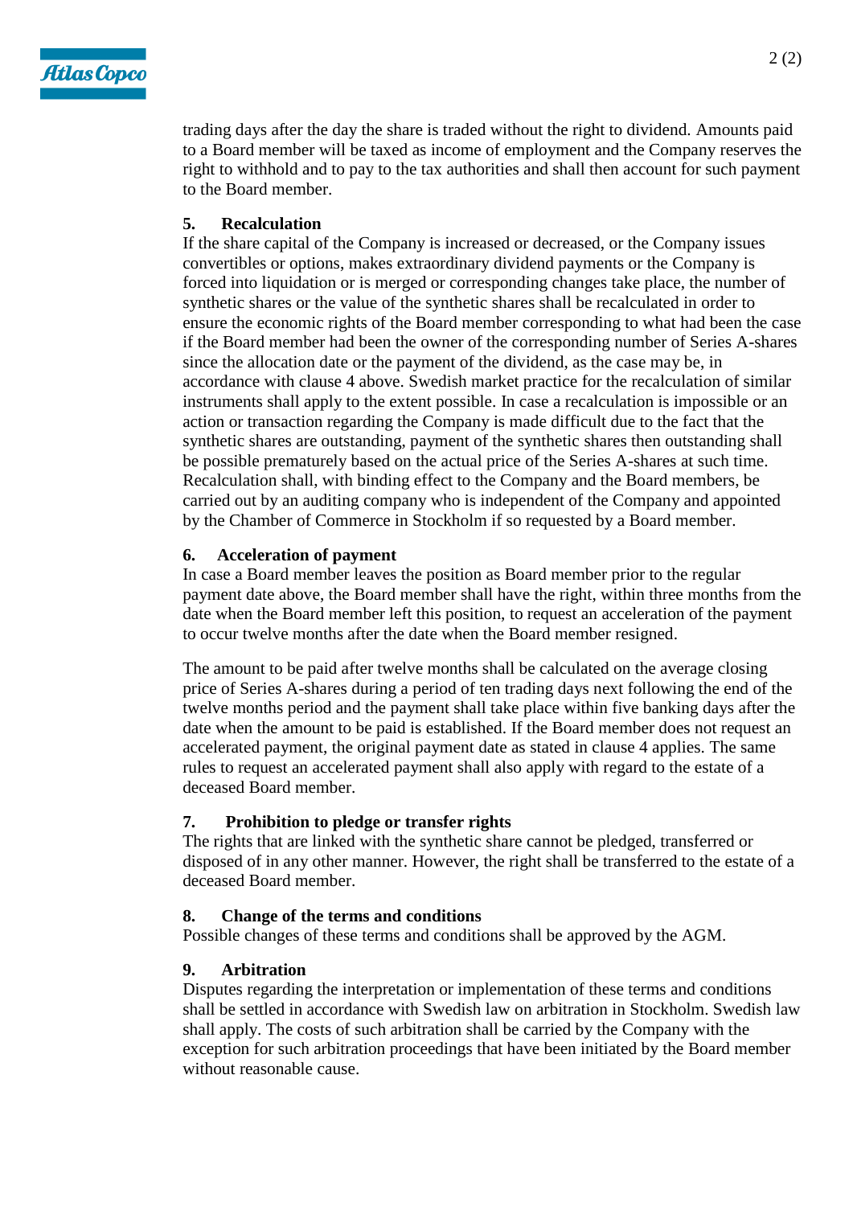trading days after the day the share is traded without the right to dividend. Amounts paid to a Board member will be taxed as income of employment and the Company reserves the right to withhold and to pay to the tax authorities and shall then account for such payment to the Board member.

**5. Recalculation**

If the share capital of the Company is increased or decreased, or the Company issues convertibles or options, makes extraordinary dividend payments or the Company is forced into liquidation or is merged or corresponding changes take place, the number of synthetic shares or the value of the synthetic shares shall be recalculated in order to ensure the economic rights of the Board member corresponding to what had been the case if the Board member had been the owner of the corresponding number of Series A-shares since the allocation date or the payment of the dividend, as the case may be, in accordance with clause 4 above. Swedish market practice for the recalculation of similar instruments shall apply to the extent possible. In case a recalculation is impossible or an action or transaction regarding the Company is made difficult due to the fact that the synthetic shares are outstanding, payment of the synthetic shares then outstanding shall be possible prematurely based on the actual price of the Series A-shares at such time. Recalculation shall, with binding effect to the Company and the Board members, be carried out by an auditing company who is independent of the Company and appointed by the Chamber of Commerce in Stockholm if so requested by a Board member.

**6. Acceleration of payment**

In case a Board member leaves the position as Board member prior to the regular payment date above, the Board member shall have the right, within three months from the date when the Board member left this position, to request an acceleration of the payment to occur twelve months after the date when the Board member resigned.

The amount to be paid after twelve months shall be calculated on the average closing price of Series A-shares during a period of ten trading days next following the end of the twelve months period and the payment shall take place within five banking days after the date when the amount to be paid is established. If the Board member does not request an accelerated payment, the original payment date as stated in clause 4 applies. The same rules to request an accelerated payment shall also apply with regard to the estate of a deceased Board member.

**7. Prohibition to pledge or transfer rights**

The rights that are linked with the synthetic share cannot be pledged, transferred or disposed of in any other manner. However, the right shall be transferred to the estate of a deceased Board member.

**8. Change of the terms and conditions**

Possible changes of these terms and conditions shall be approved by the AGM.

**9. Arbitration**

Disputes regarding the interpretation or implementation of these terms and conditions shall be settled in accordance with Swedish law on arbitration in Stockholm. Swedish law shall apply. The costs of such arbitration shall be carried by the Company with the exception for such arbitration proceedings that have been initiated by the Board member without reasonable cause.